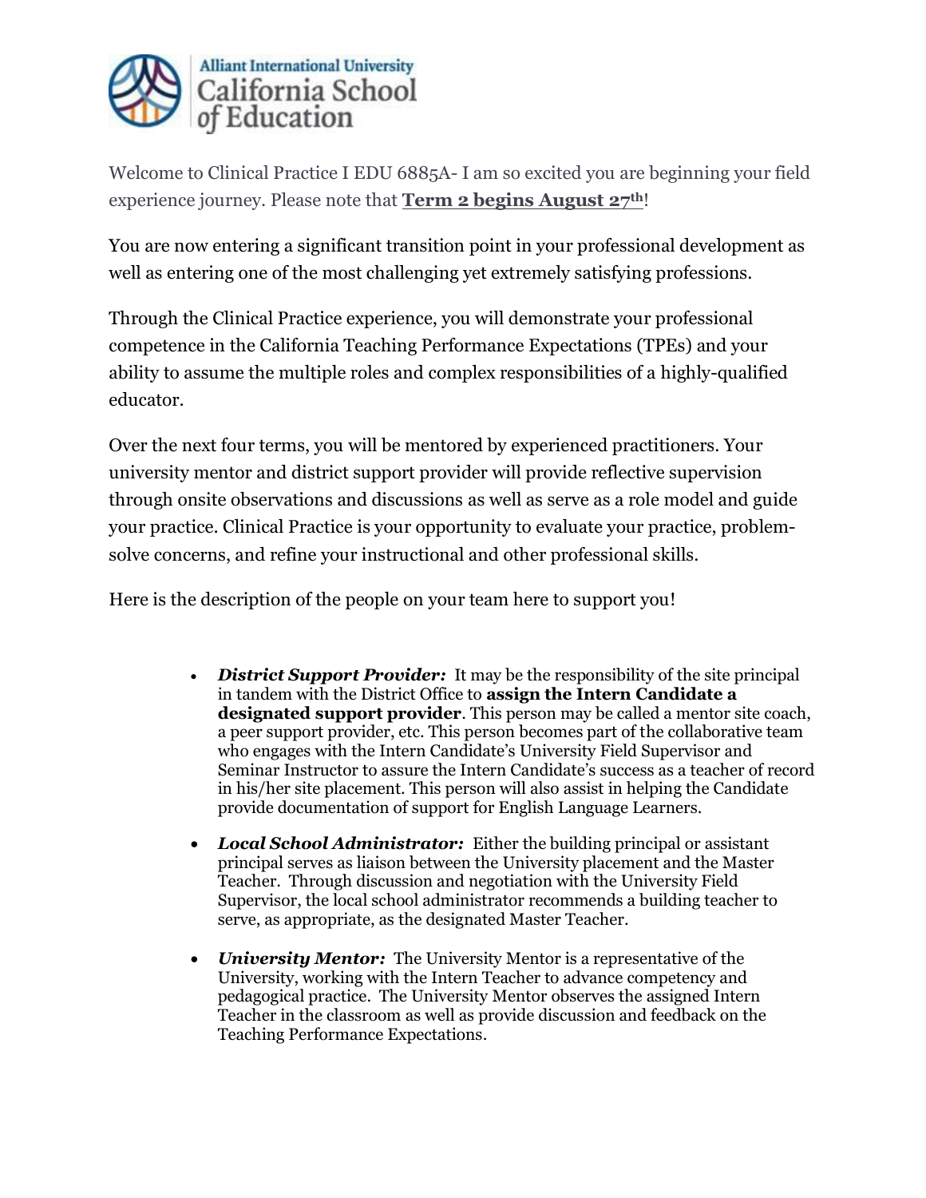Alliant International University
California School of Education

Welcome to Clinical Practice I EDU 6885A- I am so excited you are beginning your field experience journey. Please note that **Term 2 begins August 27th**!

You are now entering a significant transition point in your professional development as well as entering one of the most challenging yet extremely satisfying professions.

Through the Clinical Practice experience, you will demonstrate your professional competence in the California Teaching Performance Expectations (TPEs) and your ability to assume the multiple roles and complex responsibilities of a highly-qualified educator.

Over the next four terms, you will be mentored by experienced practitioners. Your university mentor and district support provider will provide reflective supervision through onsite observations and discussions as well as serve as a role model and guide your practice. Clinical Practice is your opportunity to evaluate your practice, problem-solve concerns, and refine your instructional and other professional skills.

Here is the description of the people on your team here to support you!

- ***District Support Provider:*** It may be the responsibility of the site principal in tandem with the District Office to **assign the Intern Candidate a designated support provider**. This person may be called a mentor site coach, a peer support provider, etc. This person becomes part of the collaborative team who engages with the Intern Candidate's University Field Supervisor and Seminar Instructor to assure the Intern Candidate's success as a teacher of record in his/her site placement. This person will also assist in helping the Candidate provide documentation of support for English Language Learners.
- ***Local School Administrator:*** Either the building principal or assistant principal serves as liaison between the University placement and the Master Teacher. Through discussion and negotiation with the University Field Supervisor, the local school administrator recommends a building teacher to serve, as appropriate, as the designated Master Teacher.
- ***University Mentor:*** The University Mentor is a representative of the University, working with the Intern Teacher to advance competency and pedagogical practice. The University Mentor observes the assigned Intern Teacher in the classroom as well as provide discussion and feedback on the Teaching Performance Expectations.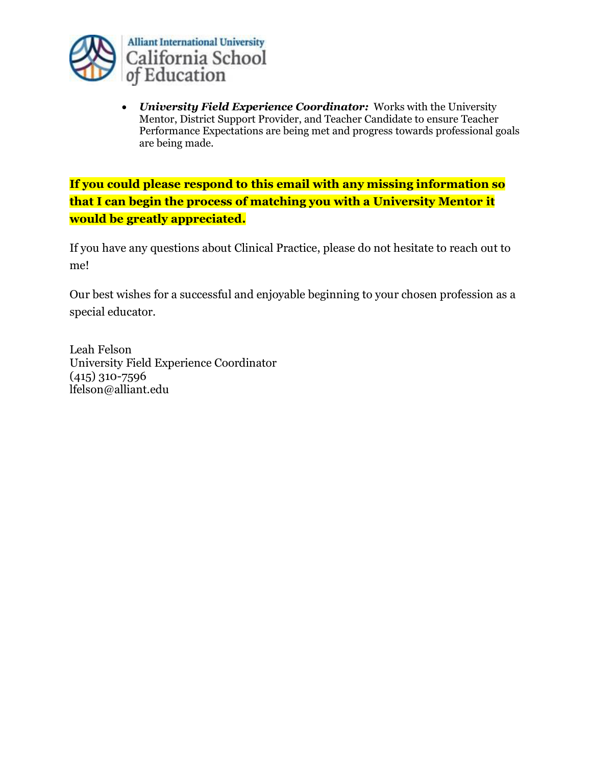- ***University Field Experience Coordinator:*** Works with the University Mentor, District Support Provider, and Teacher Candidate to ensure Teacher Performance Expectations are being met and progress towards professional goals are being made.

**If you could please respond to this email with any missing information so that I can begin the process of matching you with a University Mentor it would be greatly appreciated.**

If you have any questions about Clinical Practice, please do not hesitate to reach out to me!

Our best wishes for a successful and enjoyable beginning to your chosen profession as a special educator.

Leah Felson
University Field Experience Coordinator
(415) 310-7596
lfelson@alliant.edu